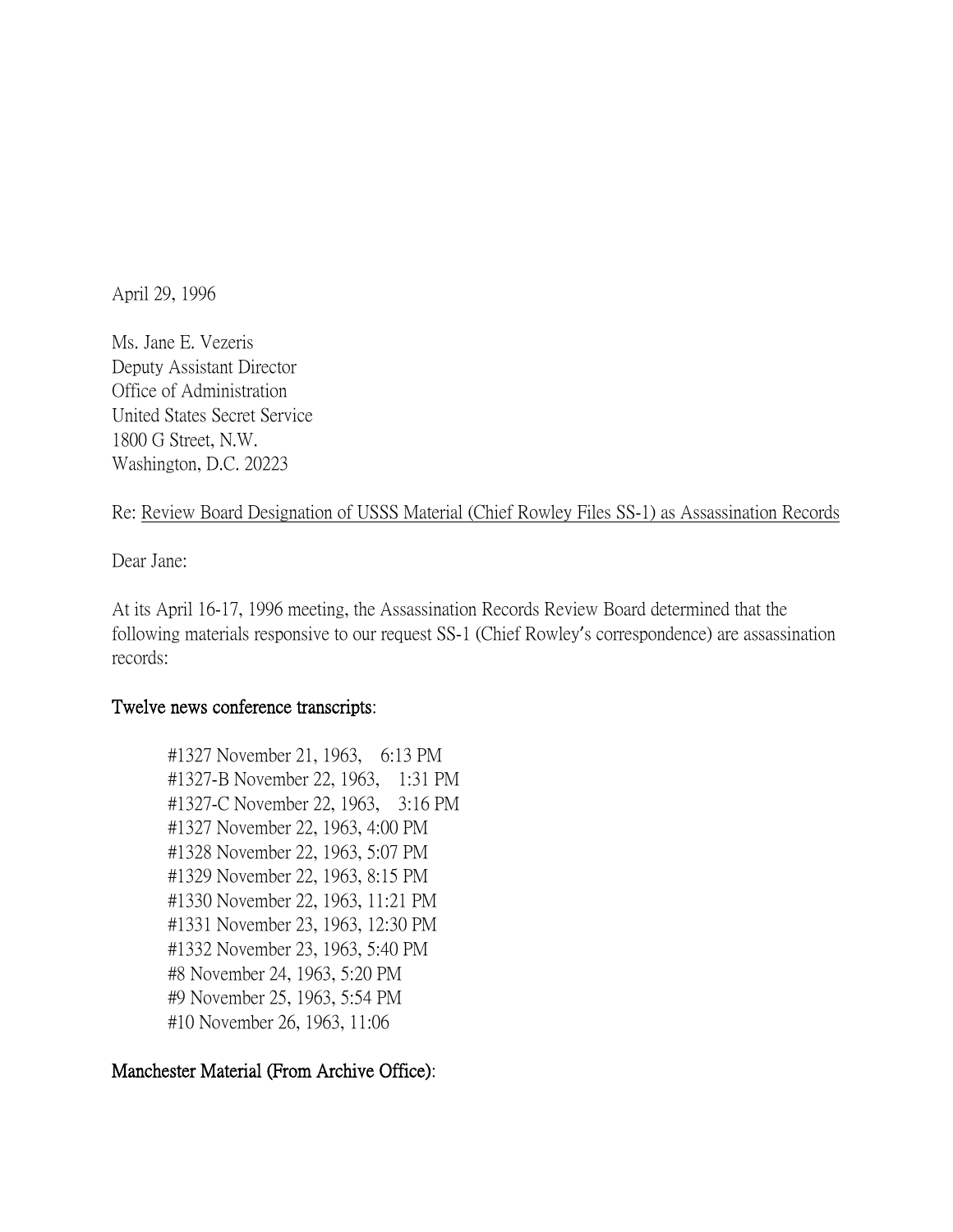April 29, 1996

Ms. Jane E. Vezeris
Deputy Assistant Director
Office of Administration
United States Secret Service
1800 G Street, N.W.
Washington, D.C. 20223

Re: Review Board Designation of USSS Material (Chief Rowley Files SS-1) as Assassination Records

Dear Jane:

At its April 16-17, 1996 meeting, the Assassination Records Review Board determined that the following materials responsive to our request SS-1 (Chief Rowley's correspondence) are assassination records:

**Twelve news conference transcripts:**

#1327 November 21, 1963, 6:13 PM
#1327-B November 22, 1963, 1:31 PM
#1327-C November 22, 1963, 3:16 PM
#1327 November 22, 1963, 4:00 PM
#1328 November 22, 1963, 5:07 PM
#1329 November 22, 1963, 8:15 PM
#1330 November 22, 1963, 11:21 PM
#1331 November 23, 1963, 12:30 PM
#1332 November 23, 1963, 5:40 PM
#8 November 24, 1963, 5:20 PM
#9 November 25, 1963, 5:54 PM
#10 November 26, 1963, 11:06

**Manchester Material (From Archive Office):**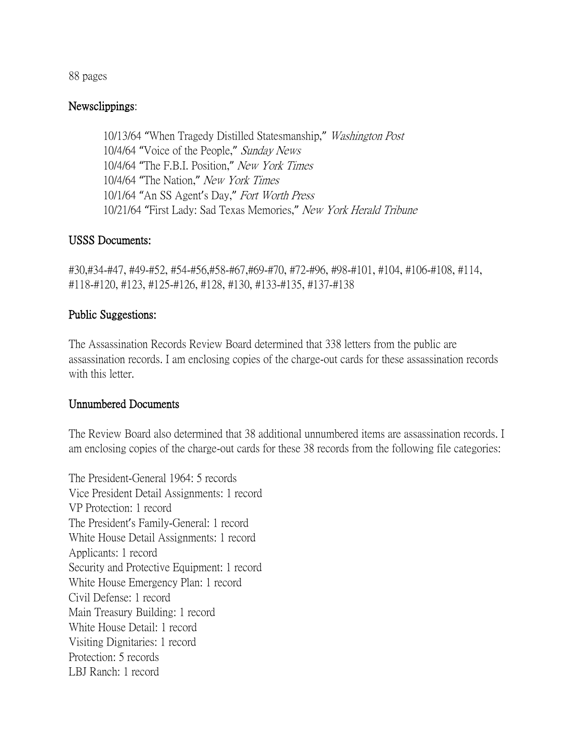88 pages

**Newsclippings**:

> 10/13/64 "When Tragedy Distilled Statesmanship," *Washington Post*
> 10/4/64 "Voice of the People," *Sunday News*
> 10/4/64 "The F.B.I. Position," *New York Times*
> 10/4/64 "The Nation," *New York Times*
> 10/1/64 "An SS Agent's Day," *Fort Worth Press*
> 10/21/64 "First Lady: Sad Texas Memories," *New York Herald Tribune*

**USSS Documents:**

#30,#34-#47, #49-#52, #54-#56,#58-#67,#69-#70, #72-#96, #98-#101, #104, #106-#108, #114, #118-#120, #123, #125-#126, #128, #130, #133-#135, #137-#138

**Public Suggestions:**

The Assassination Records Review Board determined that 338 letters from the public are assassination records. I am enclosing copies of the charge-out cards for these assassination records with this letter.

**Unnumbered Documents**

The Review Board also determined that 38 additional unnumbered items are assassination records. I am enclosing copies of the charge-out cards for these 38 records from the following file categories:

The President-General 1964: 5 records
Vice President Detail Assignments: 1 record
VP Protection: 1 record
The President's Family-General: 1 record
White House Detail Assignments: 1 record
Applicants: 1 record
Security and Protective Equipment: 1 record
White House Emergency Plan: 1 record
Civil Defense: 1 record
Main Treasury Building: 1 record
White House Detail: 1 record
Visiting Dignitaries: 1 record
Protection: 5 records
LBJ Ranch: 1 record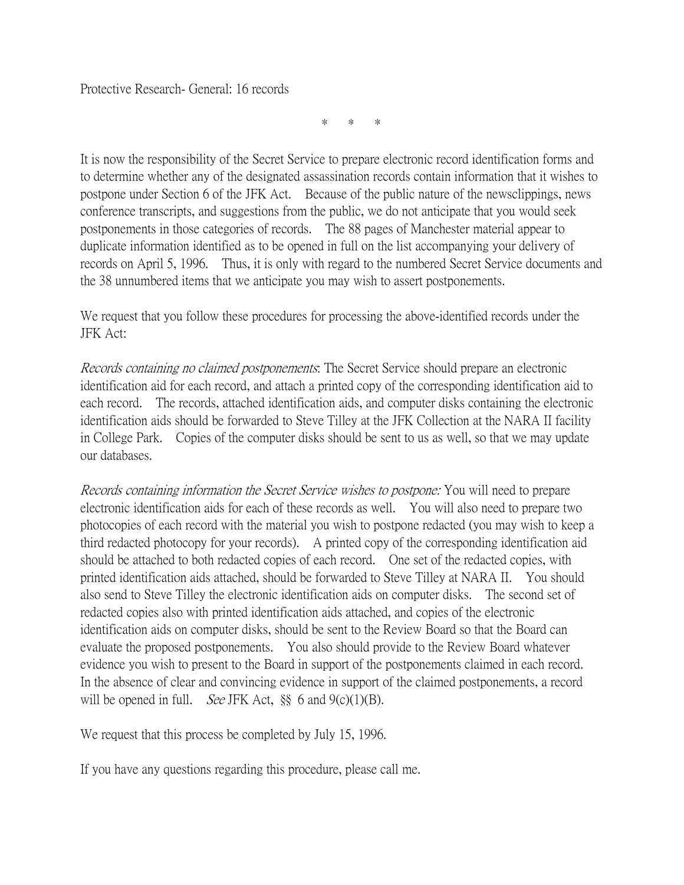Protective Research- General: 16 records

\*　\*　\*

It is now the responsibility of the Secret Service to prepare electronic record identification forms and to determine whether any of the designated assassination records contain information that it wishes to postpone under Section 6 of the JFK Act. Because of the public nature of the newsclippings, news conference transcripts, and suggestions from the public, we do not anticipate that you would seek postponements in those categories of records. The 88 pages of Manchester material appear to duplicate information identified as to be opened in full on the list accompanying your delivery of records on April 5, 1996. Thus, it is only with regard to the numbered Secret Service documents and the 38 unnumbered items that we anticipate you may wish to assert postponements.

We request that you follow these procedures for processing the above-identified records under the JFK Act:

*Records containing no claimed postponements*: The Secret Service should prepare an electronic identification aid for each record, and attach a printed copy of the corresponding identification aid to each record. The records, attached identification aids, and computer disks containing the electronic identification aids should be forwarded to Steve Tilley at the JFK Collection at the NARA II facility in College Park. Copies of the computer disks should be sent to us as well, so that we may update our databases.

*Records containing information the Secret Service wishes to postpone:* You will need to prepare electronic identification aids for each of these records as well. You will also need to prepare two photocopies of each record with the material you wish to postpone redacted (you may wish to keep a third redacted photocopy for your records). A printed copy of the corresponding identification aid should be attached to both redacted copies of each record. One set of the redacted copies, with printed identification aids attached, should be forwarded to Steve Tilley at NARA II. You should also send to Steve Tilley the electronic identification aids on computer disks. The second set of redacted copies also with printed identification aids attached, and copies of the electronic identification aids on computer disks, should be sent to the Review Board so that the Board can evaluate the proposed postponements. You also should provide to the Review Board whatever evidence you wish to present to the Board in support of the postponements claimed in each record. In the absence of clear and convincing evidence in support of the claimed postponements, a record will be opened in full. *See* JFK Act, §§ 6 and 9(c)(1)(B).

We request that this process be completed by July 15, 1996.

If you have any questions regarding this procedure, please call me.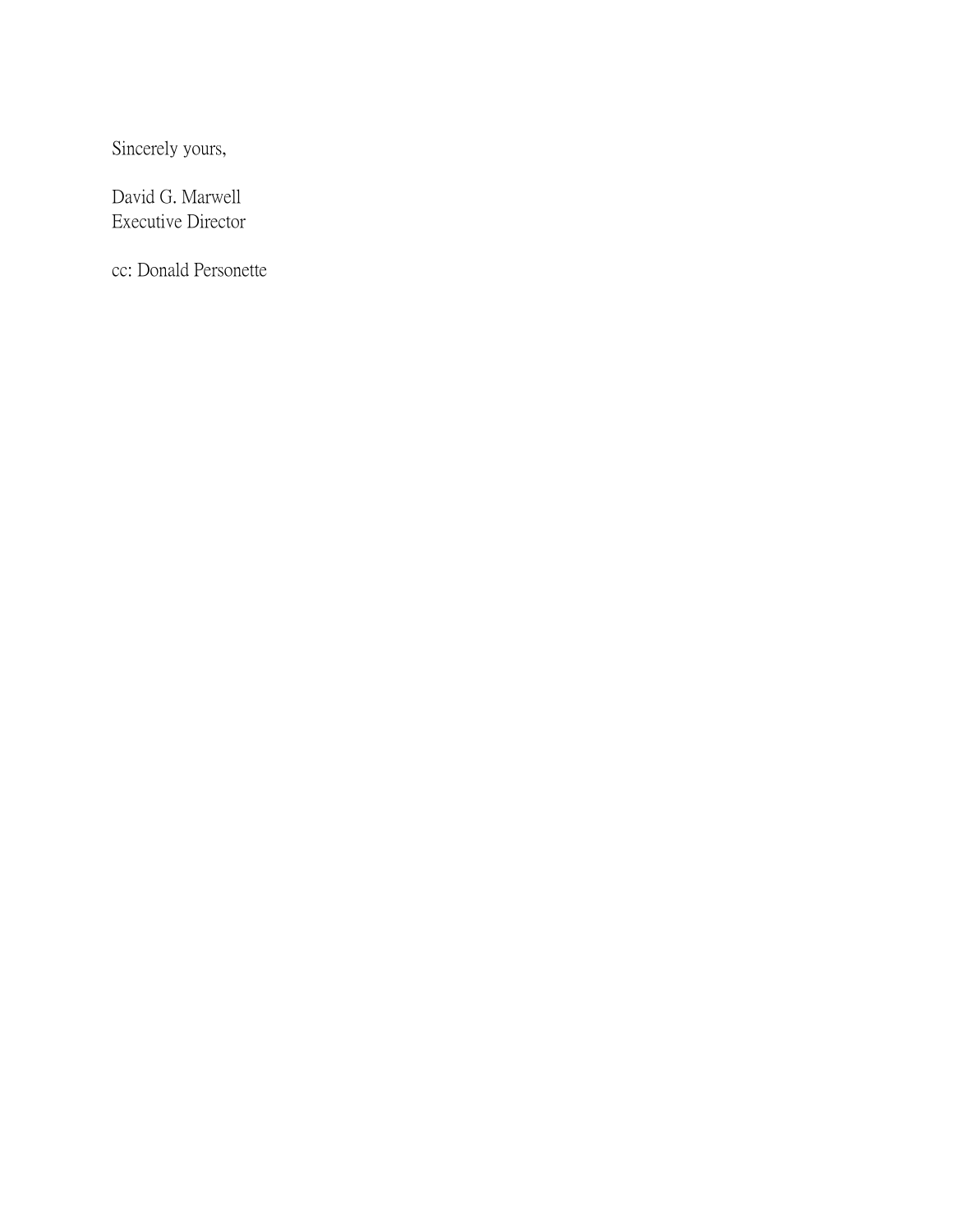Sincerely yours,

David G. Marwell
Executive Director

cc: Donald Personette